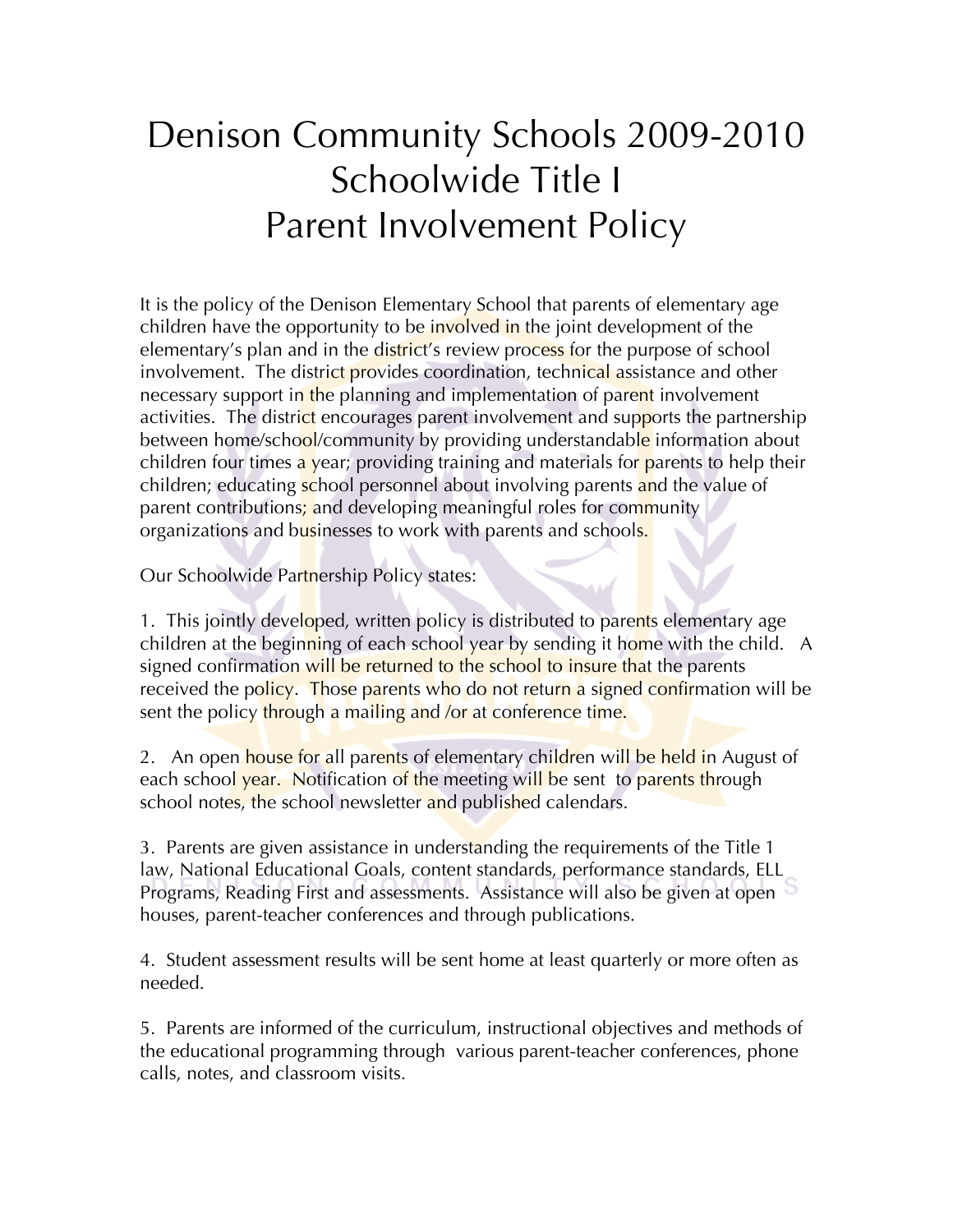# Denison Community Schools 2009-2010 Schoolwide Title I Parent Involvement Policy

It is the policy of the Denison Elementary School that parents of elementary age children have the opportunity to be involved in the joint development of the elementary's plan and in the district's review process for the purpose of school involvement. The district provides coordination, technical assistance and other necessary support in the planning and implementation of parent involvement activities. The district encourages parent involvement and supports the partnership between home/school/community by providing understandable information about children four times a year; providing training and materials for parents to help their children; educating school personnel about involving parents and the value of parent contributions; and developing meaningful roles for community organizations and businesses to work with parents and schools.

Our Schoolwide Partnership Policy states:

1. This jointly developed, written policy is distributed to parents elementary age children at the beginning of each school year by sending it home with the child. A signed confirmation will be returned to the school to insure that the parents received the policy. Those parents who do not return a signed confirmation will be sent the policy through a mailing and /or at conference time.

2. An open house for all parents of elementary children will be held in August of each school year. Notification of the meeting will be sent to parents through school notes, the school newsletter and published calendars.

3. Parents are given assistance in understanding the requirements of the Title 1 law, National Educational Goals, content standards, performance standards, ELL Programs, Reading First and assessments. Assistance will also be given at open houses, parent-teacher conferences and through publications.

4. Student assessment results will be sent home at least quarterly or more often as needed.

5. Parents are informed of the curriculum, instructional objectives and methods of the educational programming through various parent-teacher conferences, phone calls, notes, and classroom visits.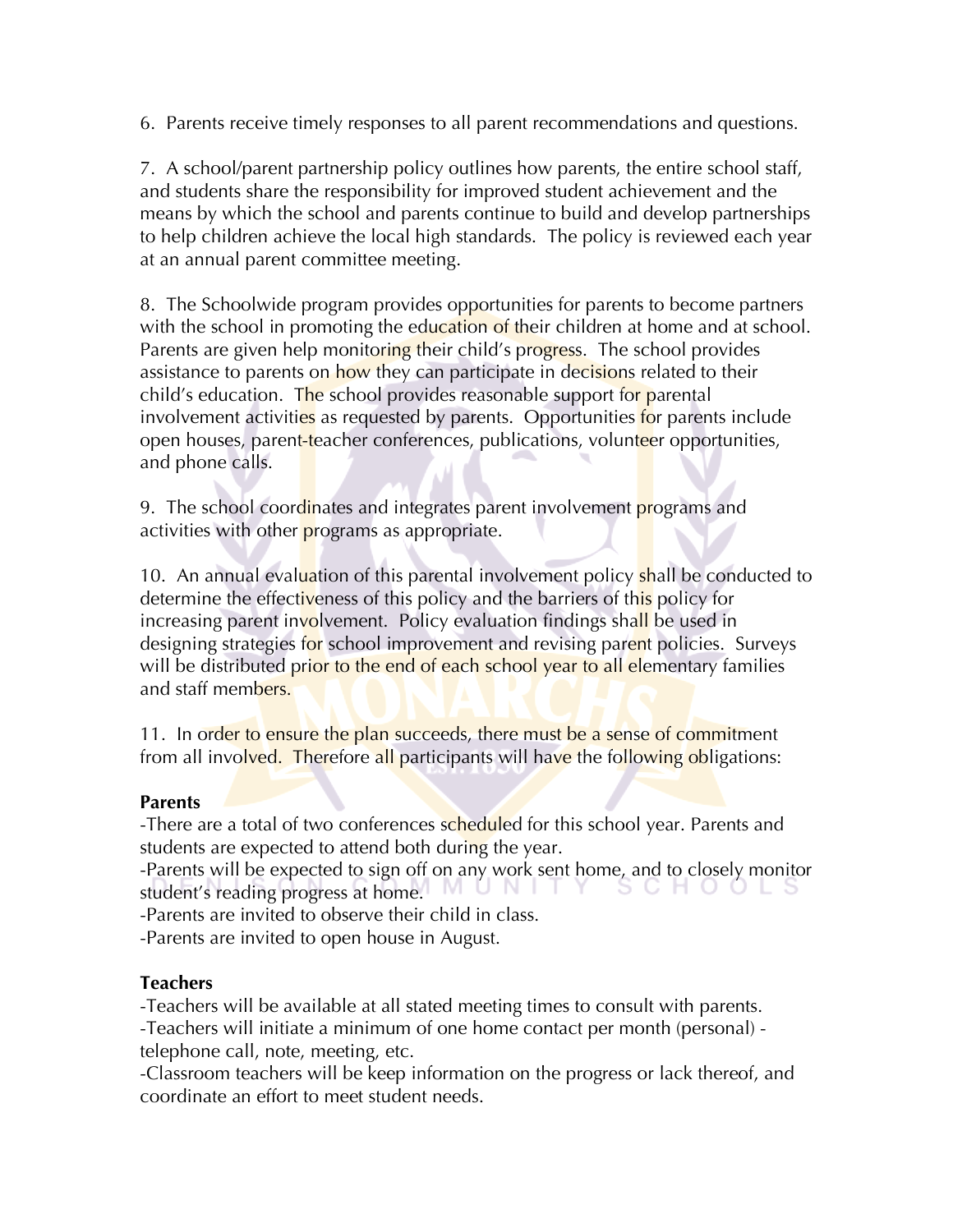6. Parents receive timely responses to all parent recommendations and questions.

7. A school/parent partnership policy outlines how parents, the entire school staff, and students share the responsibility for improved student achievement and the means by which the school and parents continue to build and develop partnerships to help children achieve the local high standards. The policy is reviewed each year at an annual parent committee meeting.

8. The Schoolwide program provides opportunities for parents to become partners with the school in promoting the education of their children at home and at school. Parents are given help monitoring their child's progress. The school provides assistance to parents on how they can participate in decisions related to their child's education. The school provides reasonable support for parental involvement activities as requested by parents. Opportunities for parents include open houses, parent-teacher conferences, publications, volunteer opportunities, and phone calls.

9. The school coordinates and integrates parent involvement programs and activities with other programs as appropriate.

10. An annual evaluation of this parental involvement policy shall be conducted to determine the effectiveness of this policy and the barriers of this policy for increasing parent involvement. Policy evaluation findings shall be used in designing strategies for school improvement and revising parent policies. Surveys will be distributed prior to the end of each school year to all elementary families and staff members.

11. In order to ensure the plan succeeds, there must be a sense of commitment from all involved. Therefore all participants will have the following obligations:

**Parents**

-There are a total of two conferences scheduled for this school year. Parents and students are expected to attend both during the year.
-Parents will be expected to sign off on any work sent home, and to closely monitor student's reading progress at home.
-Parents are invited to observe their child in class.
-Parents are invited to open house in August.

**Teachers**

-Teachers will be available at all stated meeting times to consult with parents.
-Teachers will initiate a minimum of one home contact per month (personal) - telephone call, note, meeting, etc.
-Classroom teachers will be keep information on the progress or lack thereof, and coordinate an effort to meet student needs.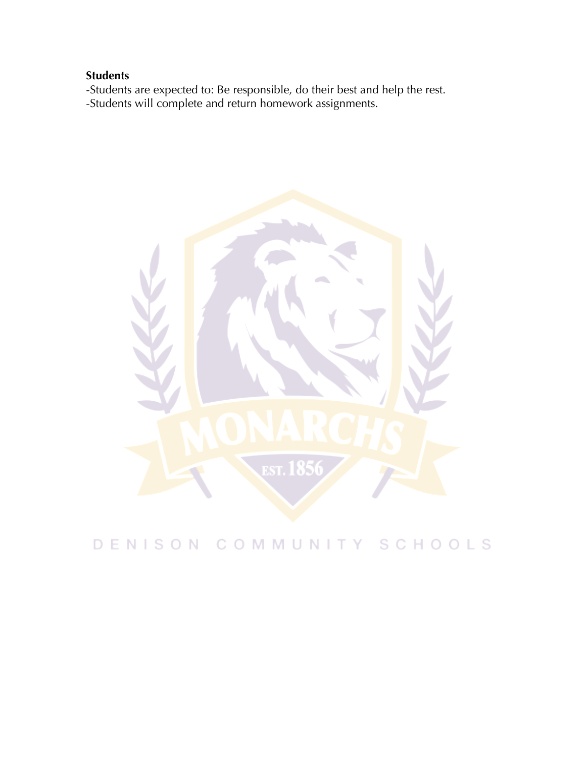**Students**

-Students are expected to: Be responsible, do their best and help the rest.
-Students will complete and return homework assignments.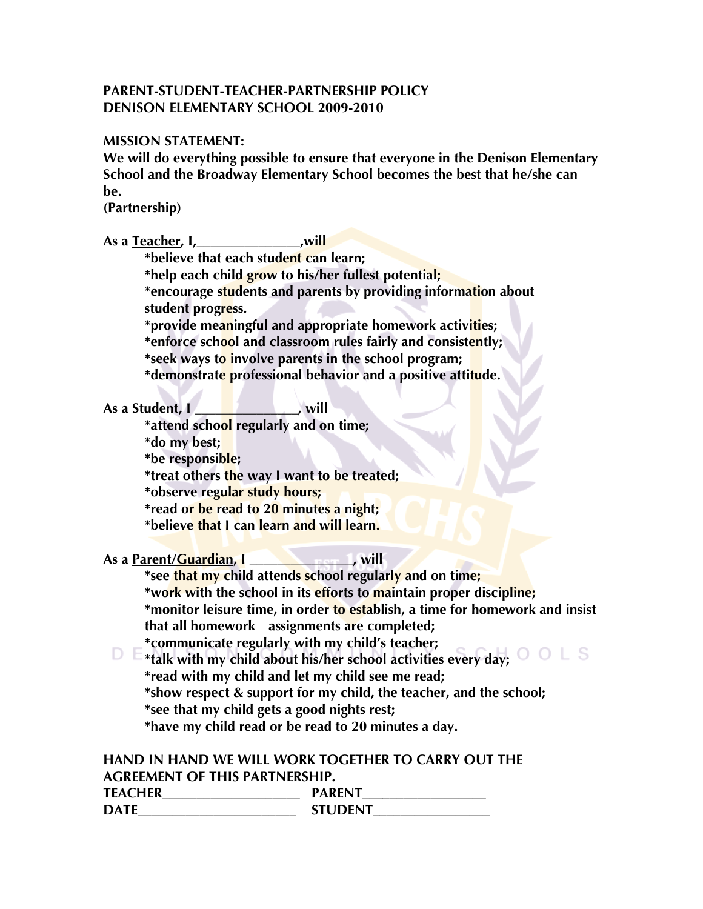**PARENT-STUDENT-TEACHER-PARTNERSHIP POLICY**
**DENISON ELEMENTARY SCHOOL 2009-2010**

**MISSION STATEMENT:**
**We will do everything possible to ensure that everyone in the Denison Elementary School and the Broadway Elementary School becomes the best that he/she can be.**
**(Partnership)**

**As a Teacher, I,______________,will**

- *believe that each student can learn;
- *help each child grow to his/her fullest potential;
- *encourage students and parents by providing information about student progress.
- *provide meaningful and appropriate homework activities;
- *enforce school and classroom rules fairly and consistently;
- *seek ways to involve parents in the school program;
- *demonstrate professional behavior and a positive attitude.

**As a Student, I ______________, will**

- *attend school regularly and on time;
- *do my best;
- *be responsible;
- *treat others the way I want to be treated;
- *observe regular study hours;
- *read or be read to 20 minutes a night;
- *believe that I can learn and will learn.

**As a Parent/Guardian, I ______________, will**

- *see that my child attends school regularly and on time;
- *work with the school in its efforts to maintain proper discipline;
- *monitor leisure time, in order to establish, a time for homework and insist that all homework assignments are completed;
- *communicate regularly with my child's teacher;
- *talk with my child about his/her school activities every day;
- *read with my child and let my child see me read;
- *show respect & support for my child, the teacher, and the school;
- *see that my child gets a good nights rest;
- *have my child read or be read to 20 minutes a day.

**HAND IN HAND WE WILL WORK TOGETHER TO CARRY OUT THE AGREEMENT OF THIS PARTNERSHIP.**

**TEACHER__________________ PARENT________________**
**DATE____________________ STUDENT________________**